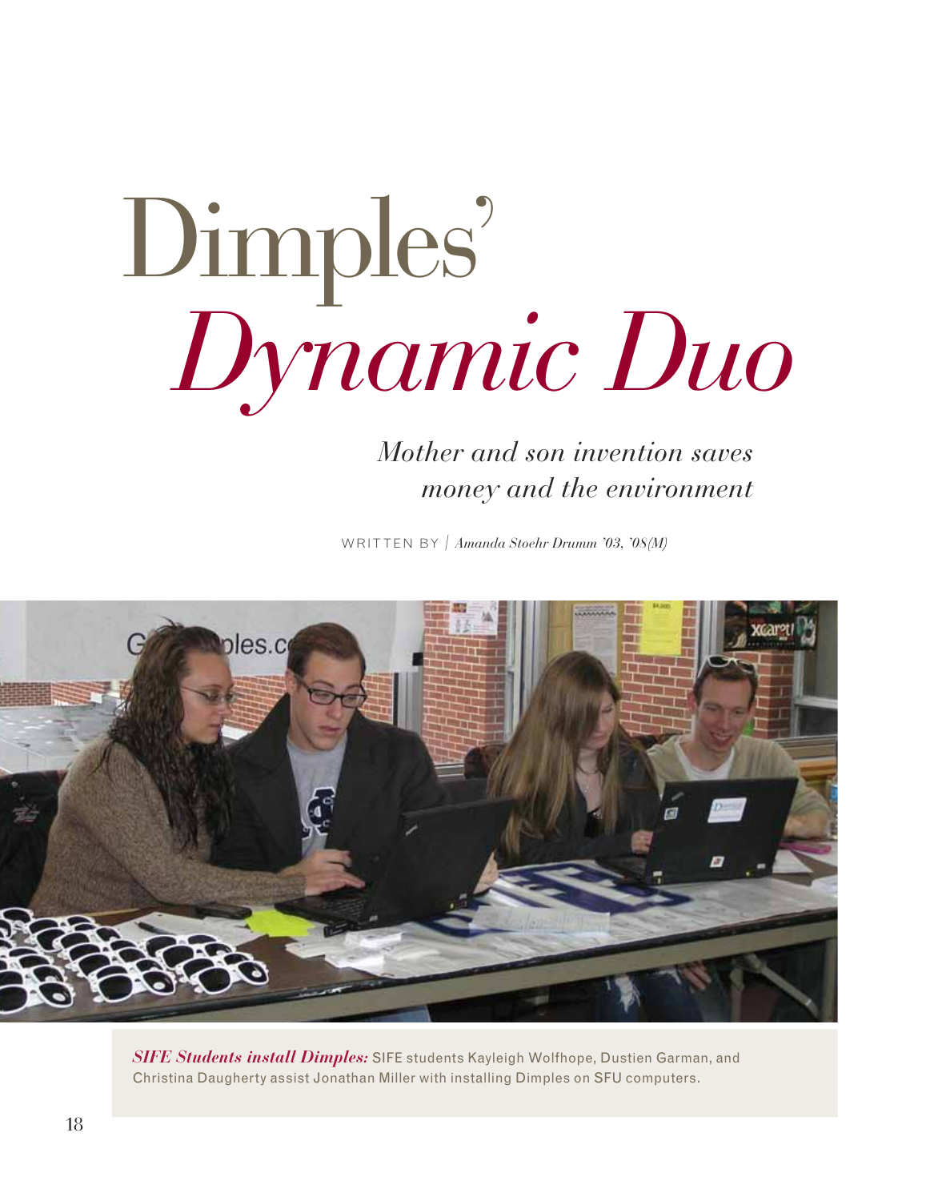# Dimples' *Dynamic Duo*

*Mother and son invention saves money and the environment*

WRITTEN BY | *Amanda Stoehr Drumm '03, '08(M)*

***SIFE Students install Dimples:*** SIFE students Kayleigh Wolfhope, Dustien Garman, and Christina Daugherty assist Jonathan Miller with installing Dimples on SFU computers.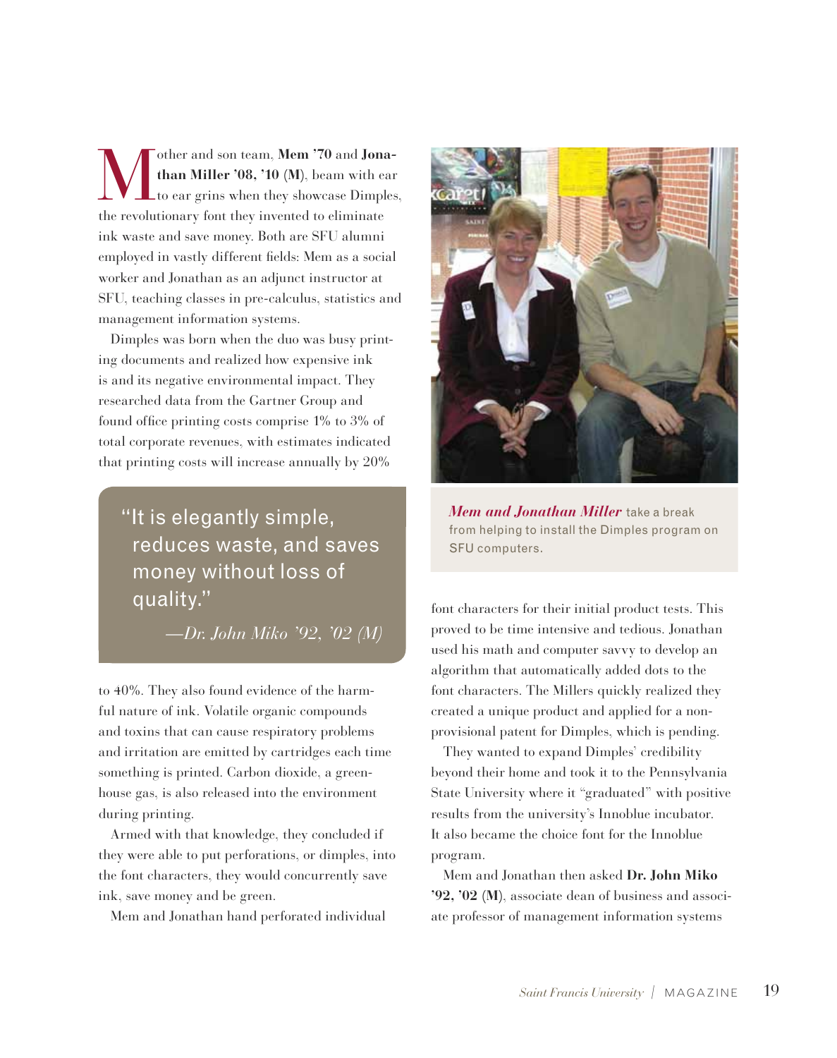Mother and son team, **Mem '70** and **Jonathan Miller '08, '10 (M)**, beam with ear to ear grins when they showcase Dimples, the revolutionary font they invented to eliminate ink waste and save money. Both are SFU alumni employed in vastly different fields: Mem as a social worker and Jonathan as an adjunct instructor at SFU, teaching classes in pre-calculus, statistics and management information systems.

Dimples was born when the duo was busy printing documents and realized how expensive ink is and its negative environmental impact. They researched data from the Gartner Group and found office printing costs comprise 1% to 3% of total corporate revenues, with estimates indicated that printing costs will increase annually by 20% to 40%. They also found evidence of the harmful nature of ink. Volatile organic compounds and toxins that can cause respiratory problems and irritation are emitted by cartridges each time something is printed. Carbon dioxide, a greenhouse gas, is also released into the environment during printing.

> "It is elegantly simple, reduces waste, and saves money without loss of quality."
>
> —*Dr. John Miko '92, '02 (M)*

Armed with that knowledge, they concluded if they were able to put perforations, or dimples, into the font characters, they would concurrently save ink, save money and be green.

Mem and Jonathan hand perforated individual font characters for their initial product tests. This proved to be time intensive and tedious. Jonathan used his math and computer savvy to develop an algorithm that automatically added dots to the font characters. The Millers quickly realized they created a unique product and applied for a non-provisional patent for Dimples, which is pending.

***Mem and Jonathan Miller*** take a break from helping to install the Dimples program on SFU computers.

They wanted to expand Dimples' credibility beyond their home and took it to the Pennsylvania State University where it "graduated" with positive results from the university's Innoblue incubator. It also became the choice font for the Innoblue program.

Mem and Jonathan then asked **Dr. John Miko '92, '02 (M)**, associate dean of business and associate professor of management information systems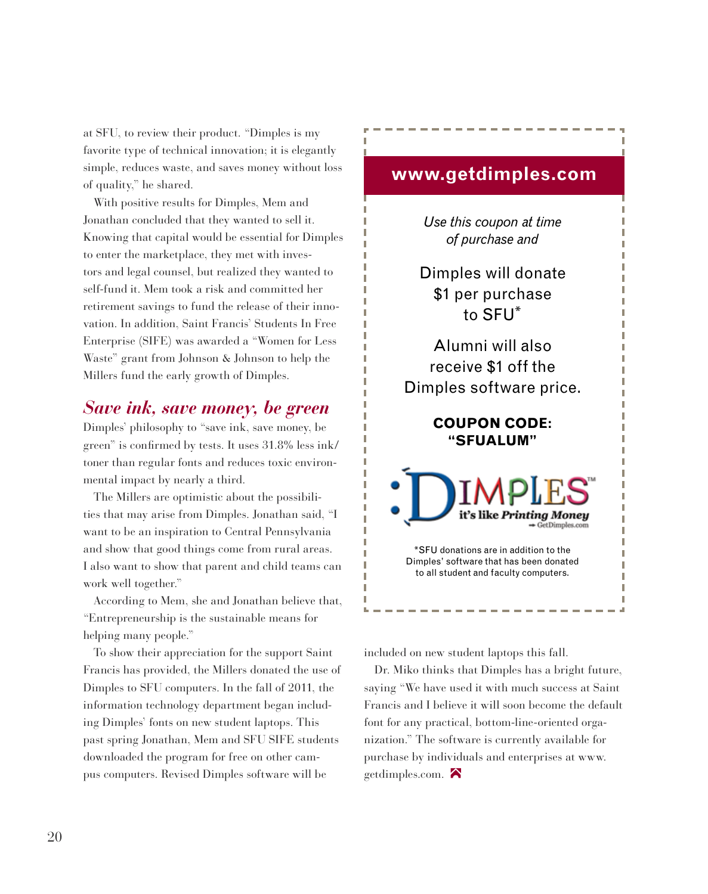at SFU, to review their product. "Dimples is my favorite type of technical innovation; it is elegantly simple, reduces waste, and saves money without loss of quality," he shared.

With positive results for Dimples, Mem and Jonathan concluded that they wanted to sell it. Knowing that capital would be essential for Dimples to enter the marketplace, they met with investors and legal counsel, but realized they wanted to self-fund it. Mem took a risk and committed her retirement savings to fund the release of their innovation. In addition, Saint Francis' Students In Free Enterprise (SIFE) was awarded a "Women for Less Waste" grant from Johnson & Johnson to help the Millers fund the early growth of Dimples.

## *Save ink, save money, be green*

Dimples' philosophy to "save ink, save money, be green" is confirmed by tests. It uses 31.8% less ink/toner than regular fonts and reduces toxic environmental impact by nearly a third.

The Millers are optimistic about the possibilities that may arise from Dimples. Jonathan said, "I want to be an inspiration to Central Pennsylvania and show that good things come from rural areas. I also want to show that parent and child teams can work well together."

According to Mem, she and Jonathan believe that, "Entrepreneurship is the sustainable means for helping many people."

To show their appreciation for the support Saint Francis has provided, the Millers donated the use of Dimples to SFU computers. In the fall of 2011, the information technology department began including Dimples' fonts on new student laptops. This past spring Jonathan, Mem and SFU SIFE students downloaded the program for free on other campus computers. Revised Dimples software will be included on new student laptops this fall.

Dr. Miko thinks that Dimples has a bright future, saying "We have used it with much success at Saint Francis and I believe it will soon become the default font for any practical, bottom-line-oriented organization." The software is currently available for purchase by individuals and enterprises at www.getdimples.com.

---

**www.getdimples.com**

*Use this coupon at time of purchase and*

Dimples will donate $1 per purchase to SFU*

Alumni will also receive $1 off the Dimples software price.

**COUPON CODE: "SFUALUM"**

:DIMPLES™ it's like *Printing Money* → GetDimples.com

*SFU donations are in addition to the Dimples' software that has been donated to all student and faculty computers.